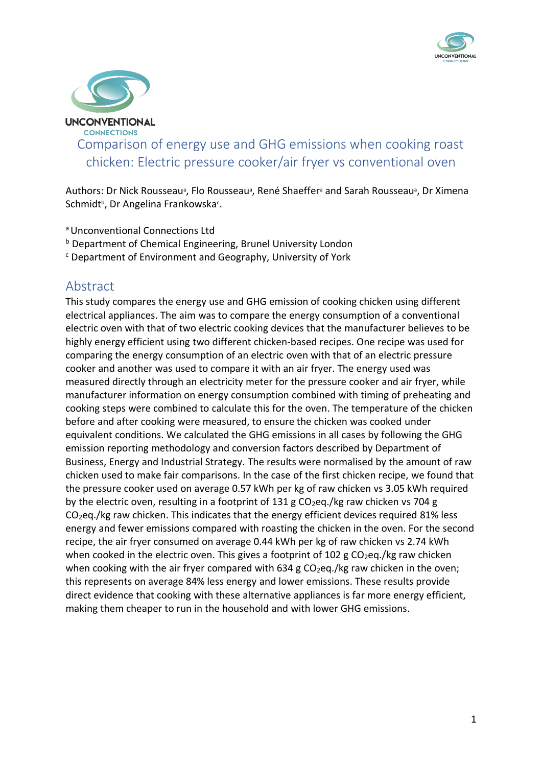# Comparison of energy use and GHG emissions when cooking roast chicken: Electric pressure cooker/air fryer vs conventional oven

Authors: Dr Nick Rousseau[a], Flo Rousseau[a], René Shaeffer[a] and Sarah Rousseau[a], Dr Ximena Schmidt[b], Dr Angelina Frankowska[c].

[a] Unconventional Connections Ltd
[b] Department of Chemical Engineering, Brunel University London
[c] Department of Environment and Geography, University of York

## Abstract

This study compares the energy use and GHG emission of cooking chicken using different electrical appliances. The aim was to compare the energy consumption of a conventional electric oven with that of two electric cooking devices that the manufacturer believes to be highly energy efficient using two different chicken-based recipes. One recipe was used for comparing the energy consumption of an electric oven with that of an electric pressure cooker and another was used to compare it with an air fryer. The energy used was measured directly through an electricity meter for the pressure cooker and air fryer, while manufacturer information on energy consumption combined with timing of preheating and cooking steps were combined to calculate this for the oven. The temperature of the chicken before and after cooking were measured, to ensure the chicken was cooked under equivalent conditions. We calculated the GHG emissions in all cases by following the GHG emission reporting methodology and conversion factors described by Department of Business, Energy and Industrial Strategy. The results were normalised by the amount of raw chicken used to make fair comparisons. In the case of the first chicken recipe, we found that the pressure cooker used on average 0.57 kWh per kg of raw chicken vs 3.05 kWh required by the electric oven, resulting in a footprint of 131 g $CO_2$eq./kg raw chicken vs 704 g $CO_2$eq./kg raw chicken. This indicates that the energy efficient devices required 81% less energy and fewer emissions compared with roasting the chicken in the oven. For the second recipe, the air fryer consumed on average 0.44 kWh per kg of raw chicken vs 2.74 kWh when cooked in the electric oven. This gives a footprint of 102 g $CO_2$eq./kg raw chicken when cooking with the air fryer compared with 634 g $CO_2$eq./kg raw chicken in the oven; this represents on average 84% less energy and lower emissions. These results provide direct evidence that cooking with these alternative appliances is far more energy efficient, making them cheaper to run in the household and with lower GHG emissions.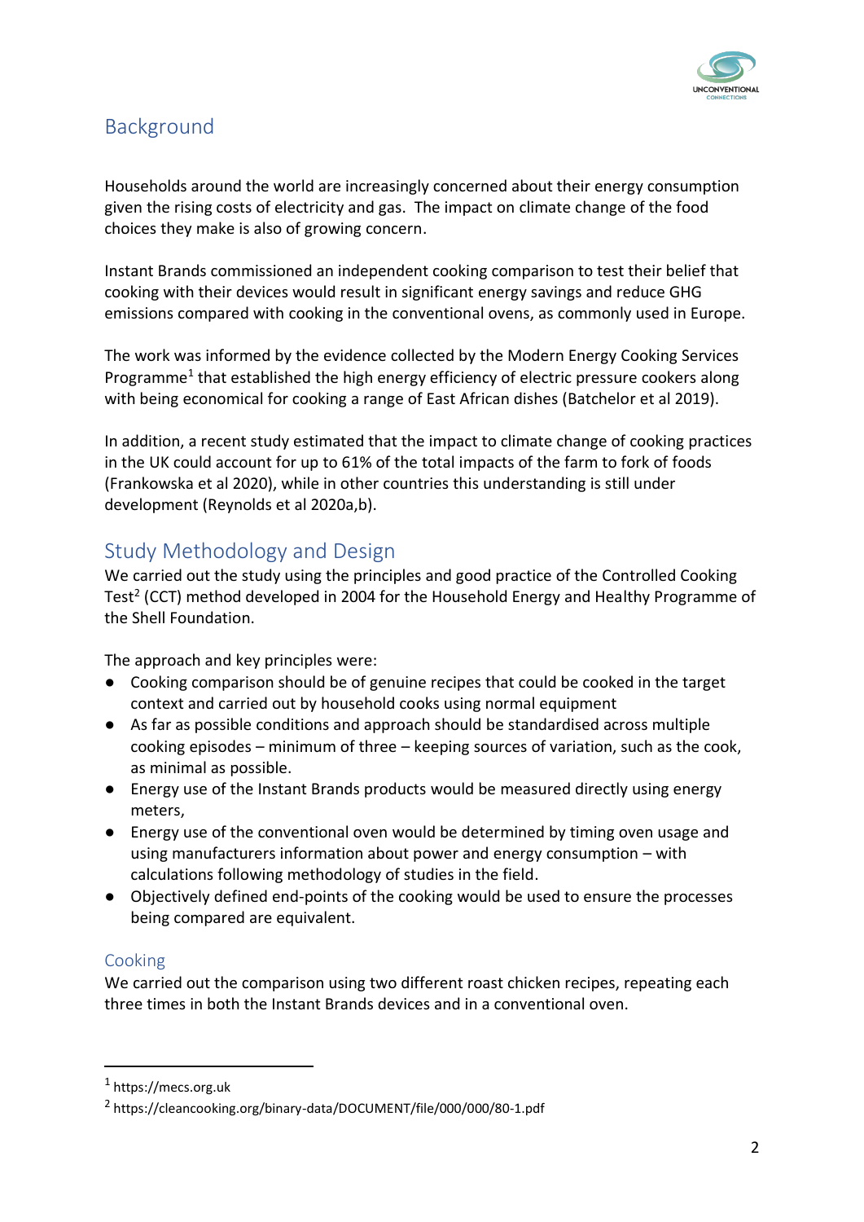## Background

Households around the world are increasingly concerned about their energy consumption given the rising costs of electricity and gas. The impact on climate change of the food choices they make is also of growing concern.

Instant Brands commissioned an independent cooking comparison to test their belief that cooking with their devices would result in significant energy savings and reduce GHG emissions compared with cooking in the conventional ovens, as commonly used in Europe.

The work was informed by the evidence collected by the Modern Energy Cooking Services Programme[1] that established the high energy efficiency of electric pressure cookers along with being economical for cooking a range of East African dishes (Batchelor et al 2019).

In addition, a recent study estimated that the impact to climate change of cooking practices in the UK could account for up to 61% of the total impacts of the farm to fork of foods (Frankowska et al 2020), while in other countries this understanding is still under development (Reynolds et al 2020a,b).

## Study Methodology and Design

We carried out the study using the principles and good practice of the Controlled Cooking Test[2] (CCT) method developed in 2004 for the Household Energy and Healthy Programme of the Shell Foundation.

The approach and key principles were:

- Cooking comparison should be of genuine recipes that could be cooked in the target context and carried out by household cooks using normal equipment
- As far as possible conditions and approach should be standardised across multiple cooking episodes – minimum of three – keeping sources of variation, such as the cook, as minimal as possible.
- Energy use of the Instant Brands products would be measured directly using energy meters,
- Energy use of the conventional oven would be determined by timing oven usage and using manufacturers information about power and energy consumption – with calculations following methodology of studies in the field.
- Objectively defined end-points of the cooking would be used to ensure the processes being compared are equivalent.

### Cooking

We carried out the comparison using two different roast chicken recipes, repeating each three times in both the Instant Brands devices and in a conventional oven.

---

[1] https://mecs.org.uk

[2] https://cleancooking.org/binary-data/DOCUMENT/file/000/000/80-1.pdf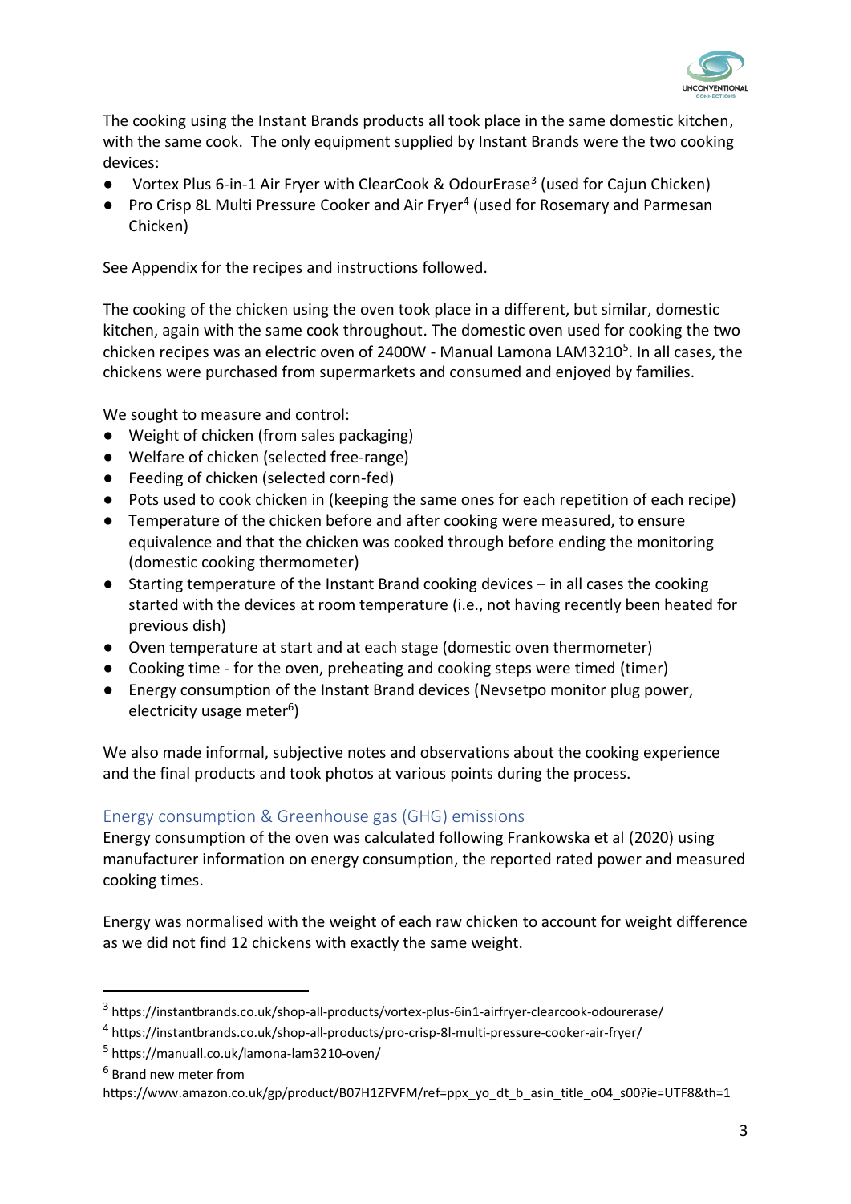The cooking using the Instant Brands products all took place in the same domestic kitchen, with the same cook. The only equipment supplied by Instant Brands were the two cooking devices:

- Vortex Plus 6-in-1 Air Fryer with ClearCook & OdourErase[3] (used for Cajun Chicken)
- Pro Crisp 8L Multi Pressure Cooker and Air Fryer[4] (used for Rosemary and Parmesan Chicken)

See Appendix for the recipes and instructions followed.

The cooking of the chicken using the oven took place in a different, but similar, domestic kitchen, again with the same cook throughout. The domestic oven used for cooking the two chicken recipes was an electric oven of 2400W - Manual Lamona LAM3210[5]. In all cases, the chickens were purchased from supermarkets and consumed and enjoyed by families.

We sought to measure and control:

- Weight of chicken (from sales packaging)
- Welfare of chicken (selected free-range)
- Feeding of chicken (selected corn-fed)
- Pots used to cook chicken in (keeping the same ones for each repetition of each recipe)
- Temperature of the chicken before and after cooking were measured, to ensure equivalence and that the chicken was cooked through before ending the monitoring (domestic cooking thermometer)
- Starting temperature of the Instant Brand cooking devices – in all cases the cooking started with the devices at room temperature (i.e., not having recently been heated for previous dish)
- Oven temperature at start and at each stage (domestic oven thermometer)
- Cooking time - for the oven, preheating and cooking steps were timed (timer)
- Energy consumption of the Instant Brand devices (Nevsetpo monitor plug power, electricity usage meter[6])

We also made informal, subjective notes and observations about the cooking experience and the final products and took photos at various points during the process.

## Energy consumption & Greenhouse gas (GHG) emissions

Energy consumption of the oven was calculated following Frankowska et al (2020) using manufacturer information on energy consumption, the reported rated power and measured cooking times.

Energy was normalised with the weight of each raw chicken to account for weight difference as we did not find 12 chickens with exactly the same weight.

---

[3] https://instantbrands.co.uk/shop-all-products/vortex-plus-6in1-airfryer-clearcook-odourerase/

[4] https://instantbrands.co.uk/shop-all-products/pro-crisp-8l-multi-pressure-cooker-air-fryer/

[5] https://manuall.co.uk/lamona-lam3210-oven/

[6] Brand new meter from https://www.amazon.co.uk/gp/product/B07H1ZFVFM/ref=ppx_yo_dt_b_asin_title_o04_s00?ie=UTF8&th=1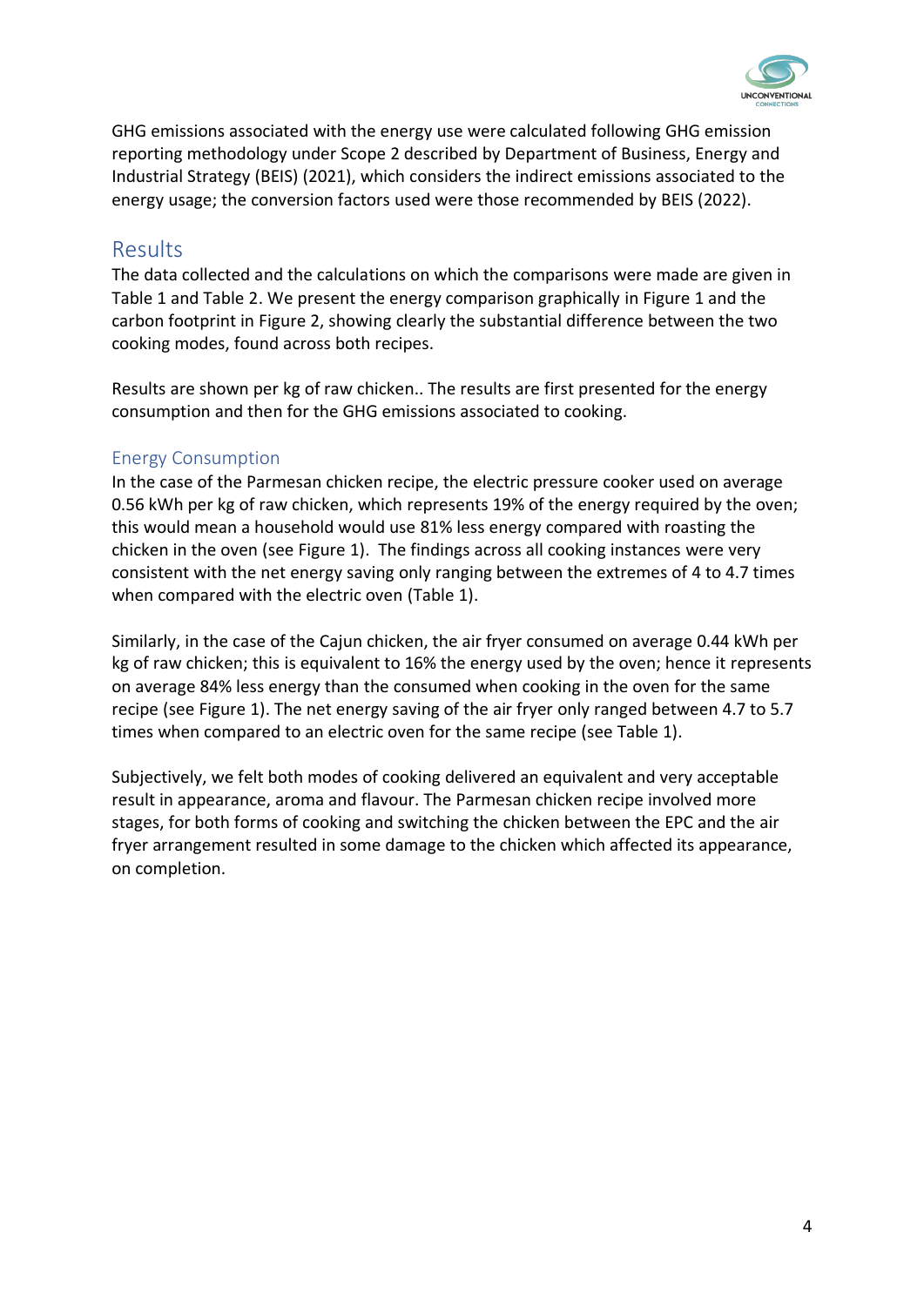GHG emissions associated with the energy use were calculated following GHG emission reporting methodology under Scope 2 described by Department of Business, Energy and Industrial Strategy (BEIS) (2021), which considers the indirect emissions associated to the energy usage; the conversion factors used were those recommended by BEIS (2022).

## Results

The data collected and the calculations on which the comparisons were made are given in Table 1 and Table 2. We present the energy comparison graphically in Figure 1 and the carbon footprint in Figure 2, showing clearly the substantial difference between the two cooking modes, found across both recipes.

Results are shown per kg of raw chicken.. The results are first presented for the energy consumption and then for the GHG emissions associated to cooking.

### Energy Consumption

In the case of the Parmesan chicken recipe, the electric pressure cooker used on average 0.56 kWh per kg of raw chicken, which represents 19% of the energy required by the oven; this would mean a household would use 81% less energy compared with roasting the chicken in the oven (see Figure 1). The findings across all cooking instances were very consistent with the net energy saving only ranging between the extremes of 4 to 4.7 times when compared with the electric oven (Table 1).

Similarly, in the case of the Cajun chicken, the air fryer consumed on average 0.44 kWh per kg of raw chicken; this is equivalent to 16% the energy used by the oven; hence it represents on average 84% less energy than the consumed when cooking in the oven for the same recipe (see Figure 1). The net energy saving of the air fryer only ranged between 4.7 to 5.7 times when compared to an electric oven for the same recipe (see Table 1).

Subjectively, we felt both modes of cooking delivered an equivalent and very acceptable result in appearance, aroma and flavour. The Parmesan chicken recipe involved more stages, for both forms of cooking and switching the chicken between the EPC and the air fryer arrangement resulted in some damage to the chicken which affected its appearance, on completion.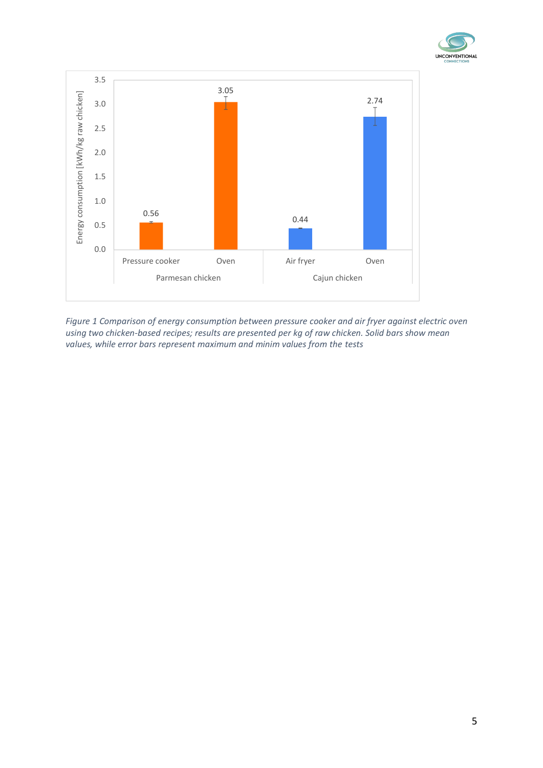*Figure 1 Comparison of energy consumption between pressure cooker and air fryer against electric oven using two chicken-based recipes; results are presented per kg of raw chicken. Solid bars show mean values, while error bars represent maximum and minim values from the tests*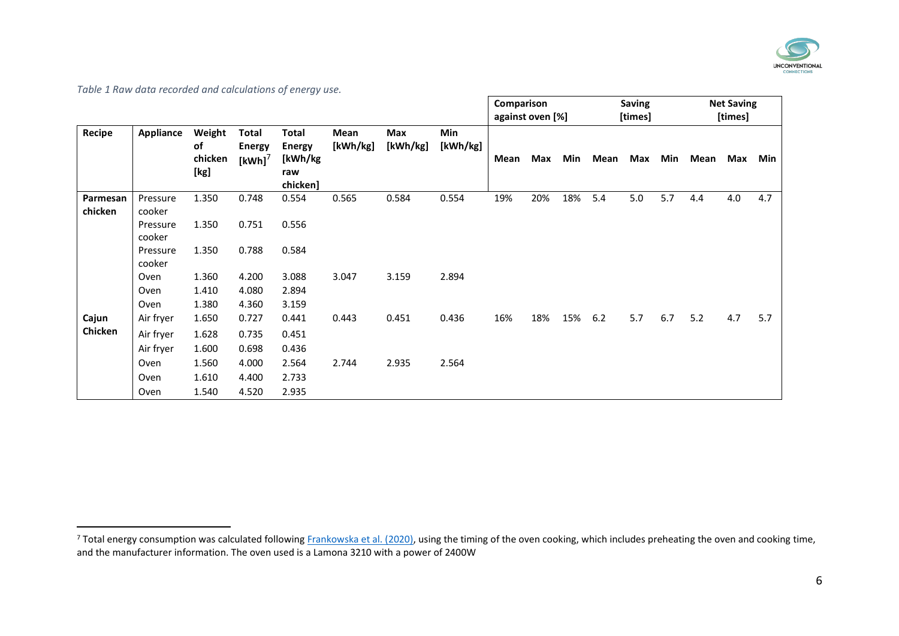*Table 1 Raw data recorded and calculations of energy use.*

| Recipe | Appliance | Weight of chicken [kg] | Total Energy [kWh][7] | Total Energy [kWh/kg raw chicken] | Mean [kWh/kg] | Max [kWh/kg] | Min [kWh/kg] | Comparison against oven [%] | | | Saving [times] | | | Net Saving [times] | | |
|---|---|---|---|---|---|---|---|---|---|---|---|---|---|---|---|---|
| | | | | | | | | Mean | Max | Min | Mean | Max | Min | Mean | Max | Min |
| Parmesan chicken | Pressure cooker | 1.350 | 0.748 | 0.554 | 0.565 | 0.584 | 0.554 | 19% | 20% | 18% | 5.4 | 5.0 | 5.7 | 4.4 | 4.0 | 4.7 |
| | Pressure cooker | 1.350 | 0.751 | 0.556 | | | | | | | | | | | | |
| | Pressure cooker | 1.350 | 0.788 | 0.584 | | | | | | | | | | | | |
| | Oven | 1.360 | 4.200 | 3.088 | 3.047 | 3.159 | 2.894 | | | | | | | | | |
| | Oven | 1.410 | 4.080 | 2.894 | | | | | | | | | | | | |
| | Oven | 1.380 | 4.360 | 3.159 | | | | | | | | | | | | |
| Cajun Chicken | Air fryer | 1.650 | 0.727 | 0.441 | 0.443 | 0.451 | 0.436 | 16% | 18% | 15% | 6.2 | 5.7 | 6.7 | 5.2 | 4.7 | 5.7 |
| | Air fryer | 1.628 | 0.735 | 0.451 | | | | | | | | | | | | |
| | Air fryer | 1.600 | 0.698 | 0.436 | | | | | | | | | | | | |
| | Oven | 1.560 | 4.000 | 2.564 | 2.744 | 2.935 | 2.564 | | | | | | | | | |
| | Oven | 1.610 | 4.400 | 2.733 | | | | | | | | | | | | |
| | Oven | 1.540 | 4.520 | 2.935 | | | | | | | | | | | | |

[7] Total energy consumption was calculated following Frankowska et al. (2020), using the timing of the oven cooking, which includes preheating the oven and cooking time, and the manufacturer information. The oven used is a Lamona 3210 with a power of 2400W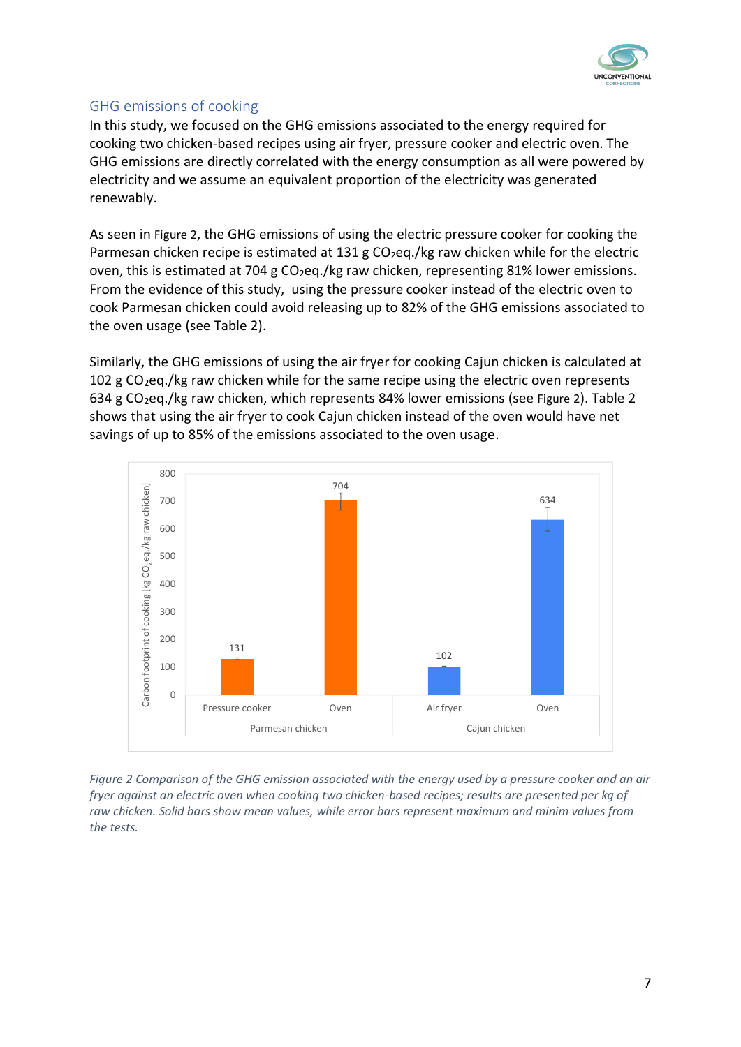## GHG emissions of cooking

In this study, we focused on the GHG emissions associated to the energy required for cooking two chicken-based recipes using air fryer, pressure cooker and electric oven. The GHG emissions are directly correlated with the energy consumption as all were powered by electricity and we assume an equivalent proportion of the electricity was generated renewably.

As seen in Figure 2, the GHG emissions of using the electric pressure cooker for cooking the Parmesan chicken recipe is estimated at 131 g $CO_2$eq./kg raw chicken while for the electric oven, this is estimated at 704 g $CO_2$eq./kg raw chicken, representing 81% lower emissions. From the evidence of this study, using the pressure cooker instead of the electric oven to cook Parmesan chicken could avoid releasing up to 82% of the GHG emissions associated to the oven usage (see Table 2).

Similarly, the GHG emissions of using the air fryer for cooking Cajun chicken is calculated at 102 g $CO_2$eq./kg raw chicken while for the same recipe using the electric oven represents 634 g $CO_2$eq./kg raw chicken, which represents 84% lower emissions (see Figure 2). Table 2 shows that using the air fryer to cook Cajun chicken instead of the oven would have net savings of up to 85% of the emissions associated to the oven usage.

| | Pressure cooker | Oven | Air fryer | Oven |
|---|---|---|---|---|
| | Parmesan chicken | | Cajun chicken | |
| Carbon footprint of cooking [kg $CO_2$eq./kg raw chicken] | 131 | 704 | 102 | 634 |

*Figure 2 Comparison of the GHG emission associated with the energy used by a pressure cooker and an air fryer against an electric oven when cooking two chicken-based recipes; results are presented per kg of raw chicken. Solid bars show mean values, while error bars represent maximum and minim values from the tests.*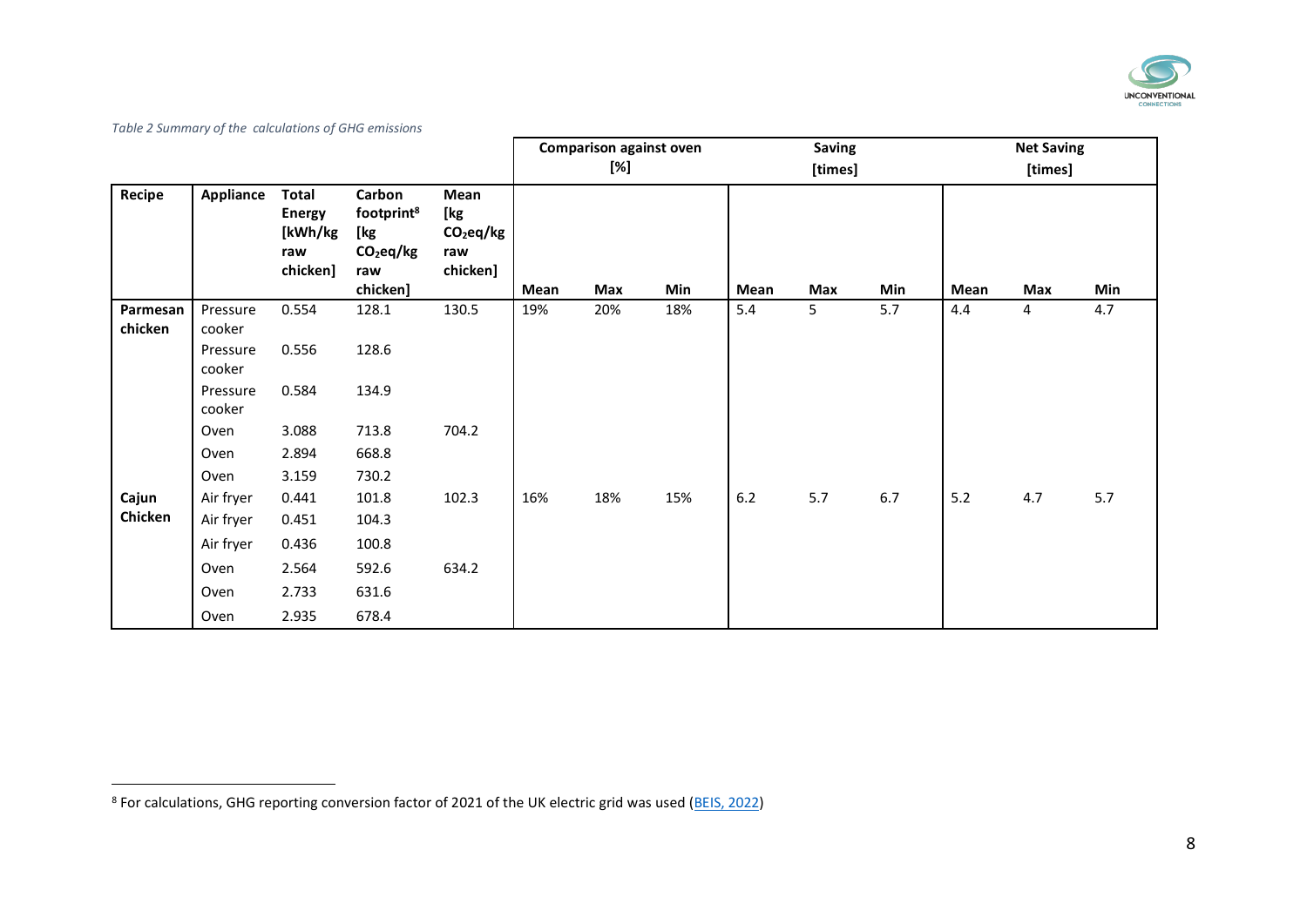*Table 2 Summary of the calculations of GHG emissions*

| Recipe | Appliance | Total Energy [kWh/kg raw chicken] | Carbon footprint[8] [kg $CO_2$eq/kg raw chicken] | Mean [kg $CO_2$eq/kg raw chicken] | Comparison against oven [%] | | | Saving [times] | | | Net Saving [times] | | |
|---|---|---|---|---|---|---|---|---|---|---|---|---|---|
| | | | | | Mean | Max | Min | Mean | Max | Min | Mean | Max | Min |
| Parmesan chicken | Pressure cooker | 0.554 | 128.1 | 130.5 | 19% | 20% | 18% | 5.4 | 5 | 5.7 | 4.4 | 4 | 4.7 |
| | Pressure cooker | 0.556 | 128.6 | | | | | | | | | | |
| | Pressure cooker | 0.584 | 134.9 | | | | | | | | | | |
| | Oven | 3.088 | 713.8 | 704.2 | | | | | | | | | |
| | Oven | 2.894 | 668.8 | | | | | | | | | | |
| | Oven | 3.159 | 730.2 | | | | | | | | | | |
| Cajun Chicken | Air fryer | 0.441 | 101.8 | 102.3 | 16% | 18% | 15% | 6.2 | 5.7 | 6.7 | 5.2 | 4.7 | 5.7 |
| | Air fryer | 0.451 | 104.3 | | | | | | | | | | |
| | Air fryer | 0.436 | 100.8 | | | | | | | | | | |
| | Oven | 2.564 | 592.6 | 634.2 | | | | | | | | | |
| | Oven | 2.733 | 631.6 | | | | | | | | | | |
| | Oven | 2.935 | 678.4 | | | | | | | | | | |

[8] For calculations, GHG reporting conversion factor of 2021 of the UK electric grid was used (BEIS, 2022)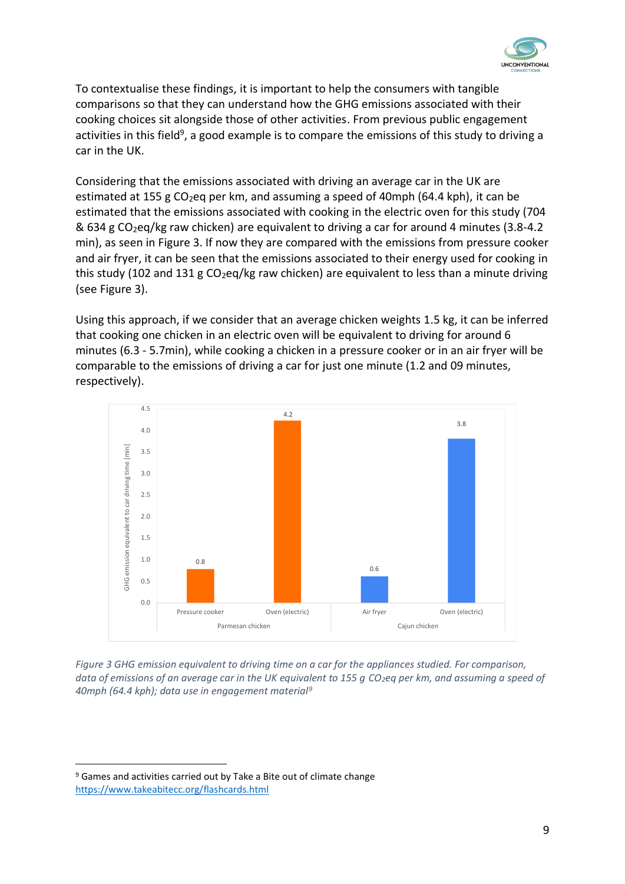To contextualise these findings, it is important to help the consumers with tangible comparisons so that they can understand how the GHG emissions associated with their cooking choices sit alongside those of other activities. From previous public engagement activities in this field[9], a good example is to compare the emissions of this study to driving a car in the UK.

Considering that the emissions associated with driving an average car in the UK are estimated at 155 g $CO_2$eq per km, and assuming a speed of 40mph (64.4 kph), it can be estimated that the emissions associated with cooking in the electric oven for this study (704 & 634 g $CO_2$eq/kg raw chicken) are equivalent to driving a car for around 4 minutes (3.8-4.2 min), as seen in Figure 3. If now they are compared with the emissions from pressure cooker and air fryer, it can be seen that the emissions associated to their energy used for cooking in this study (102 and 131 g $CO_2$eq/kg raw chicken) are equivalent to less than a minute driving (see Figure 3).

Using this approach, if we consider that an average chicken weights 1.5 kg, it can be inferred that cooking one chicken in an electric oven will be equivalent to driving for around 6 minutes (6.3 - 5.7min), while cooking a chicken in a pressure cooker or in an air fryer will be comparable to the emissions of driving a car for just one minute (1.2 and 09 minutes, respectively).

| | Parmesan chicken | | Cajun chicken | |
|---|---|---|---|---|
| | Pressure cooker | Oven (electric) | Air fryer | Oven (electric) |
| GHG emission equivalent to car driving time [min] | 0.8 | 4.2 | 0.6 | 3.8 |

*Figure 3 GHG emission equivalent to driving time on a car for the appliances studied. For comparison, data of emissions of an average car in the UK equivalent to 155 g $CO_2$eq per km, and assuming a speed of 40mph (64.4 kph); data use in engagement material[9]*

[9] Games and activities carried out by Take a Bite out of climate change https://www.takeabitecc.org/flashcards.html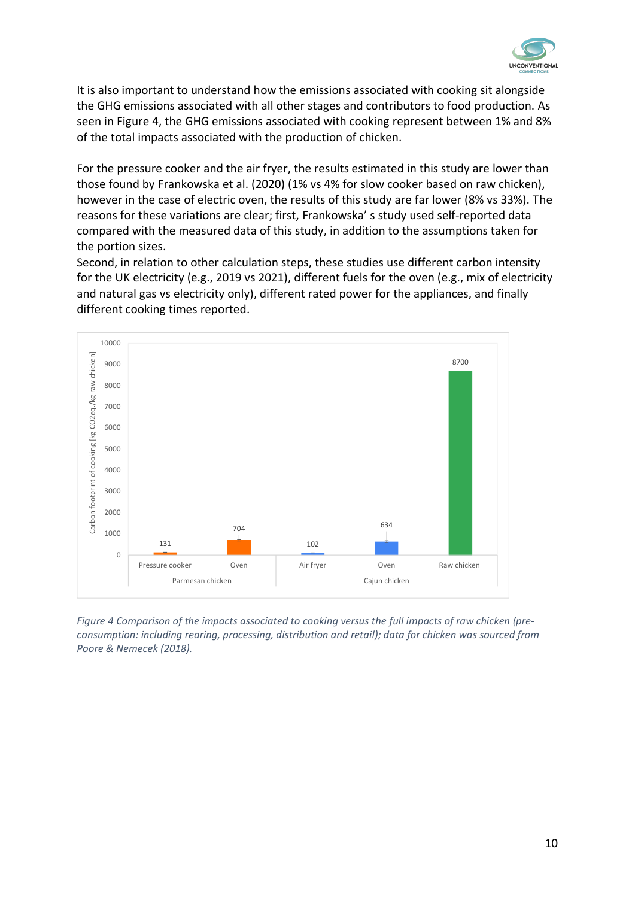It is also important to understand how the emissions associated with cooking sit alongside the GHG emissions associated with all other stages and contributors to food production. As seen in Figure 4, the GHG emissions associated with cooking represent between 1% and 8% of the total impacts associated with the production of chicken.

For the pressure cooker and the air fryer, the results estimated in this study are lower than those found by Frankowska et al. (2020) (1% vs 4% for slow cooker based on raw chicken), however in the case of electric oven, the results of this study are far lower (8% vs 33%). The reasons for these variations are clear; first, Frankowska' s study used self-reported data compared with the measured data of this study, in addition to the assumptions taken for the portion sizes.

Second, in relation to other calculation steps, these studies use different carbon intensity for the UK electricity (e.g., 2019 vs 2021), different fuels for the oven (e.g., mix of electricity and natural gas vs electricity only), different rated power for the appliances, and finally different cooking times reported.

| Group | Appliance | Carbon footprint of cooking [kg $CO_2$eq./kg raw chicken] |
|---|---|---|
| Parmesan chicken | Pressure cooker | 131 |
| | Oven | 704 |
| Cajun chicken | Air fryer | 102 |
| | Oven | 634 |
| | Raw chicken | 8700 |

*Figure 4 Comparison of the impacts associated to cooking versus the full impacts of raw chicken (pre-consumption: including rearing, processing, distribution and retail); data for chicken was sourced from Poore & Nemecek (2018).*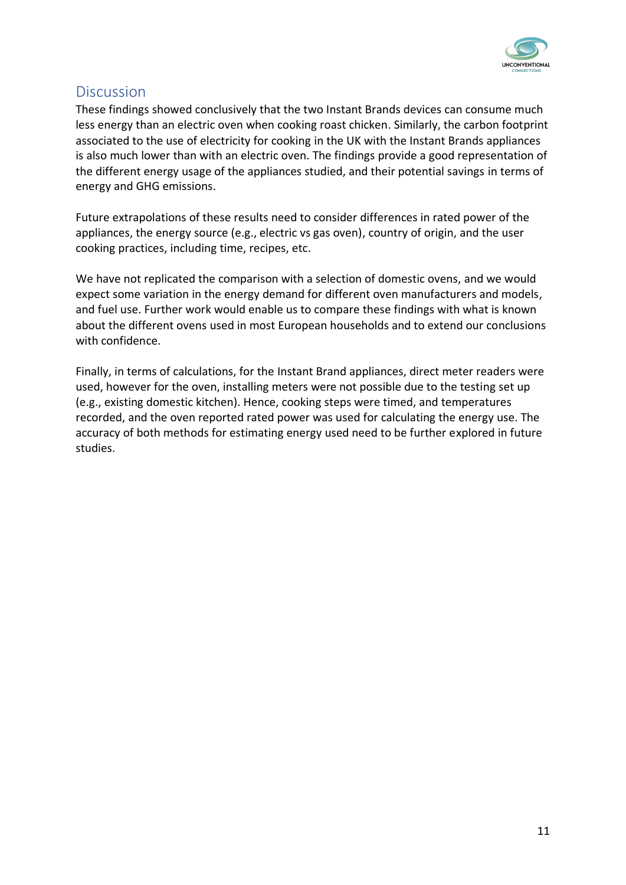## Discussion

These findings showed conclusively that the two Instant Brands devices can consume much less energy than an electric oven when cooking roast chicken. Similarly, the carbon footprint associated to the use of electricity for cooking in the UK with the Instant Brands appliances is also much lower than with an electric oven. The findings provide a good representation of the different energy usage of the appliances studied, and their potential savings in terms of energy and GHG emissions.

Future extrapolations of these results need to consider differences in rated power of the appliances, the energy source (e.g., electric vs gas oven), country of origin, and the user cooking practices, including time, recipes, etc.

We have not replicated the comparison with a selection of domestic ovens, and we would expect some variation in the energy demand for different oven manufacturers and models, and fuel use. Further work would enable us to compare these findings with what is known about the different ovens used in most European households and to extend our conclusions with confidence.

Finally, in terms of calculations, for the Instant Brand appliances, direct meter readers were used, however for the oven, installing meters were not possible due to the testing set up (e.g., existing domestic kitchen). Hence, cooking steps were timed, and temperatures recorded, and the oven reported rated power was used for calculating the energy use. The accuracy of both methods for estimating energy used need to be further explored in future studies.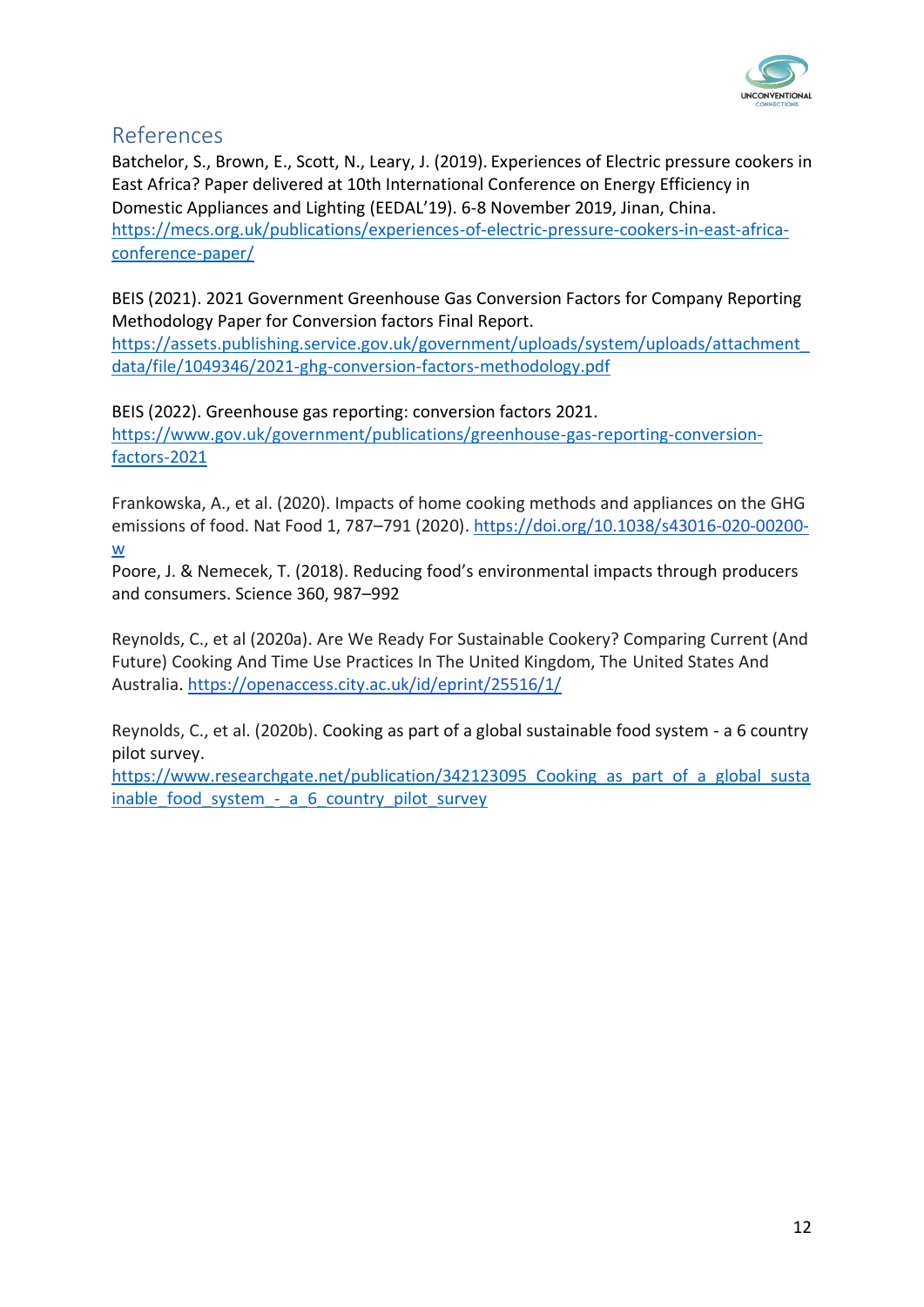## References

Batchelor, S., Brown, E., Scott, N., Leary, J. (2019). Experiences of Electric pressure cookers in East Africa? Paper delivered at 10th International Conference on Energy Efficiency in Domestic Appliances and Lighting (EEDAL'19). 6-8 November 2019, Jinan, China. https://mecs.org.uk/publications/experiences-of-electric-pressure-cookers-in-east-africa-conference-paper/

BEIS (2021). 2021 Government Greenhouse Gas Conversion Factors for Company Reporting Methodology Paper for Conversion factors Final Report. https://assets.publishing.service.gov.uk/government/uploads/system/uploads/attachment_data/file/1049346/2021-ghg-conversion-factors-methodology.pdf

BEIS (2022). Greenhouse gas reporting: conversion factors 2021. https://www.gov.uk/government/publications/greenhouse-gas-reporting-conversion-factors-2021

Frankowska, A., et al. (2020). Impacts of home cooking methods and appliances on the GHG emissions of food. Nat Food 1, 787–791 (2020). https://doi.org/10.1038/s43016-020-00200-w

Poore, J. & Nemecek, T. (2018). Reducing food's environmental impacts through producers and consumers. Science 360, 987–992

Reynolds, C., et al (2020a). Are We Ready For Sustainable Cookery? Comparing Current (And Future) Cooking And Time Use Practices In The United Kingdom, The United States And Australia. https://openaccess.city.ac.uk/id/eprint/25516/1/

Reynolds, C., et al. (2020b). Cooking as part of a global sustainable food system - a 6 country pilot survey. https://www.researchgate.net/publication/342123095_Cooking_as_part_of_a_global_sustainable_food_system_-_a_6_country_pilot_survey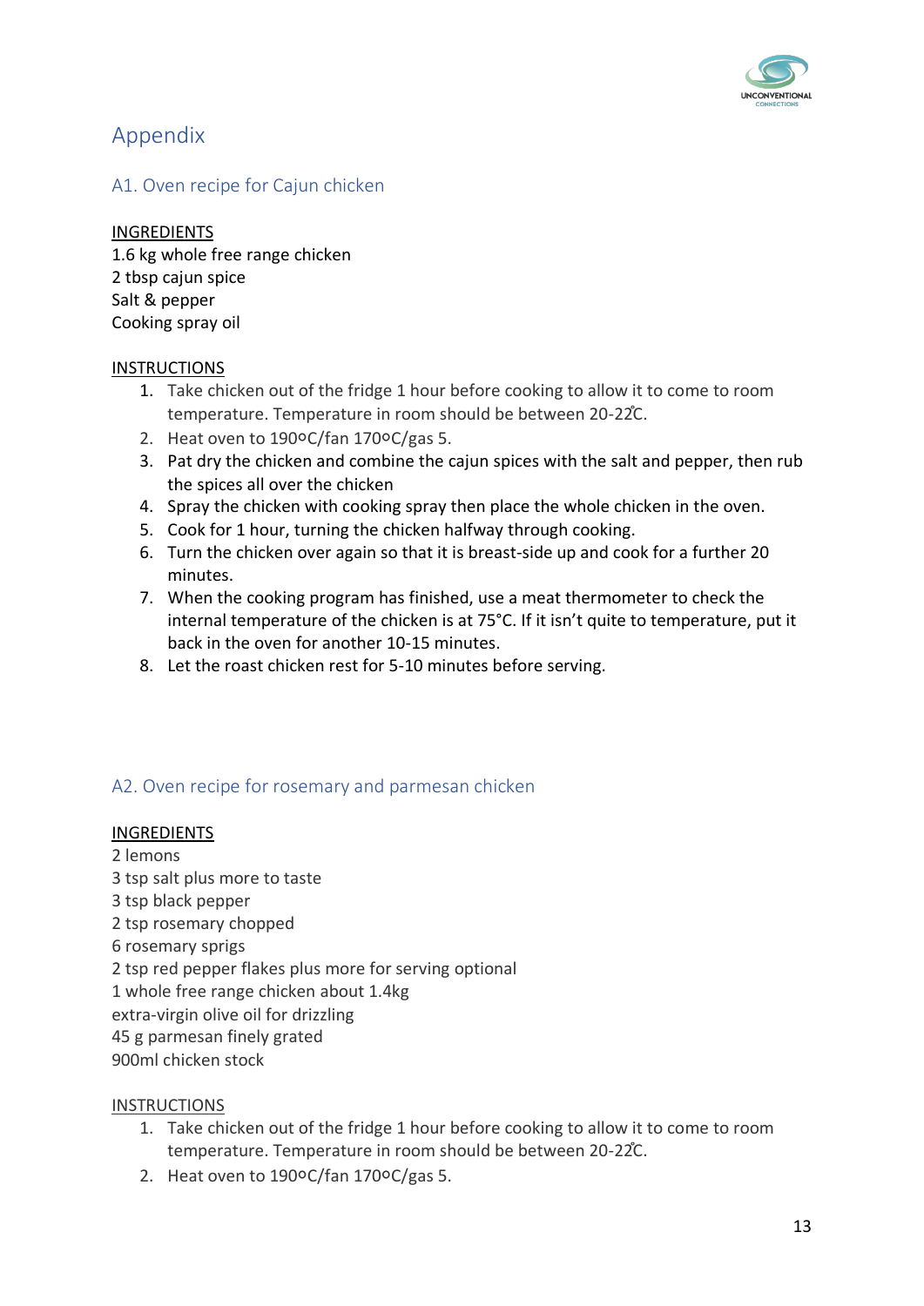# Appendix

## A1. Oven recipe for Cajun chicken

INGREDIENTS

1.6 kg whole free range chicken
2 tbsp cajun spice
Salt & pepper
Cooking spray oil

INSTRUCTIONS

1. Take chicken out of the fridge 1 hour before cooking to allow it to come to room temperature. Temperature in room should be between 20-22̊C.
2. Heat oven to 190oC/fan 170oC/gas 5.
3. Pat dry the chicken and combine the cajun spices with the salt and pepper, then rub the spices all over the chicken
4. Spray the chicken with cooking spray then place the whole chicken in the oven.
5. Cook for 1 hour, turning the chicken halfway through cooking.
6. Turn the chicken over again so that it is breast-side up and cook for a further 20 minutes.
7. When the cooking program has finished, use a meat thermometer to check the internal temperature of the chicken is at 75°C. If it isn't quite to temperature, put it back in the oven for another 10-15 minutes.
8. Let the roast chicken rest for 5-10 minutes before serving.

## A2. Oven recipe for rosemary and parmesan chicken

INGREDIENTS

2 lemons
3 tsp salt plus more to taste
3 tsp black pepper
2 tsp rosemary chopped
6 rosemary sprigs
2 tsp red pepper flakes plus more for serving optional
1 whole free range chicken about 1.4kg
extra-virgin olive oil for drizzling
45 g parmesan finely grated
900ml chicken stock

INSTRUCTIONS

1. Take chicken out of the fridge 1 hour before cooking to allow it to come to room temperature. Temperature in room should be between 20-22̊C.
2. Heat oven to 190oC/fan 170oC/gas 5.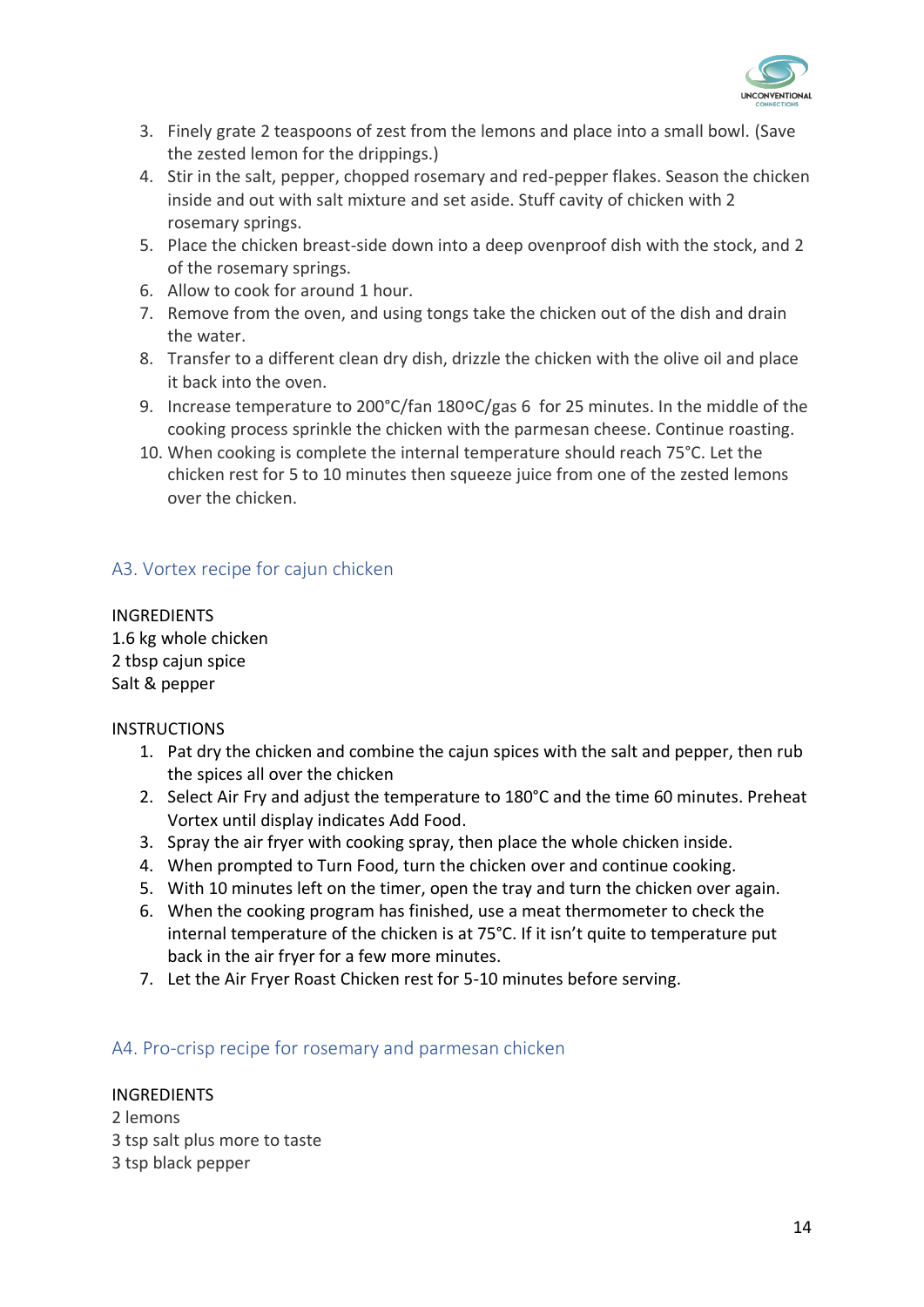3. Finely grate 2 teaspoons of zest from the lemons and place into a small bowl. (Save the zested lemon for the drippings.)
4. Stir in the salt, pepper, chopped rosemary and red-pepper flakes. Season the chicken inside and out with salt mixture and set aside. Stuff cavity of chicken with 2 rosemary springs.
5. Place the chicken breast-side down into a deep ovenproof dish with the stock, and 2 of the rosemary springs.
6. Allow to cook for around 1 hour.
7. Remove from the oven, and using tongs take the chicken out of the dish and drain the water.
8. Transfer to a different clean dry dish, drizzle the chicken with the olive oil and place it back into the oven.
9. Increase temperature to 200°C/fan 180ºC/gas 6 for 25 minutes. In the middle of the cooking process sprinkle the chicken with the parmesan cheese. Continue roasting.
10. When cooking is complete the internal temperature should reach 75°C. Let the chicken rest for 5 to 10 minutes then squeeze juice from one of the zested lemons over the chicken.

## A3. Vortex recipe for cajun chicken

INGREDIENTS
1.6 kg whole chicken
2 tbsp cajun spice
Salt & pepper

INSTRUCTIONS

1. Pat dry the chicken and combine the cajun spices with the salt and pepper, then rub the spices all over the chicken
2. Select Air Fry and adjust the temperature to 180°C and the time 60 minutes. Preheat Vortex until display indicates Add Food.
3. Spray the air fryer with cooking spray, then place the whole chicken inside.
4. When prompted to Turn Food, turn the chicken over and continue cooking.
5. With 10 minutes left on the timer, open the tray and turn the chicken over again.
6. When the cooking program has finished, use a meat thermometer to check the internal temperature of the chicken is at 75°C. If it isn't quite to temperature put back in the air fryer for a few more minutes.
7. Let the Air Fryer Roast Chicken rest for 5-10 minutes before serving.

## A4. Pro-crisp recipe for rosemary and parmesan chicken

INGREDIENTS
2 lemons
3 tsp salt plus more to taste
3 tsp black pepper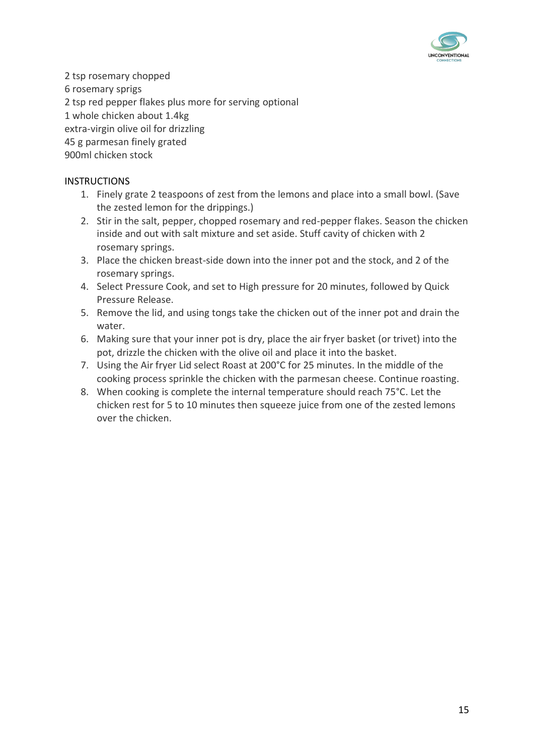2 tsp rosemary chopped
6 rosemary sprigs
2 tsp red pepper flakes plus more for serving optional
1 whole chicken about 1.4kg
extra-virgin olive oil for drizzling
45 g parmesan finely grated
900ml chicken stock

INSTRUCTIONS

1. Finely grate 2 teaspoons of zest from the lemons and place into a small bowl. (Save the zested lemon for the drippings.)
2. Stir in the salt, pepper, chopped rosemary and red-pepper flakes. Season the chicken inside and out with salt mixture and set aside. Stuff cavity of chicken with 2 rosemary springs.
3. Place the chicken breast-side down into the inner pot and the stock, and 2 of the rosemary springs.
4. Select Pressure Cook, and set to High pressure for 20 minutes, followed by Quick Pressure Release.
5. Remove the lid, and using tongs take the chicken out of the inner pot and drain the water.
6. Making sure that your inner pot is dry, place the air fryer basket (or trivet) into the pot, drizzle the chicken with the olive oil and place it into the basket.
7. Using the Air fryer Lid select Roast at 200°C for 25 minutes. In the middle of the cooking process sprinkle the chicken with the parmesan cheese. Continue roasting.
8. When cooking is complete the internal temperature should reach 75°C. Let the chicken rest for 5 to 10 minutes then squeeze juice from one of the zested lemons over the chicken.